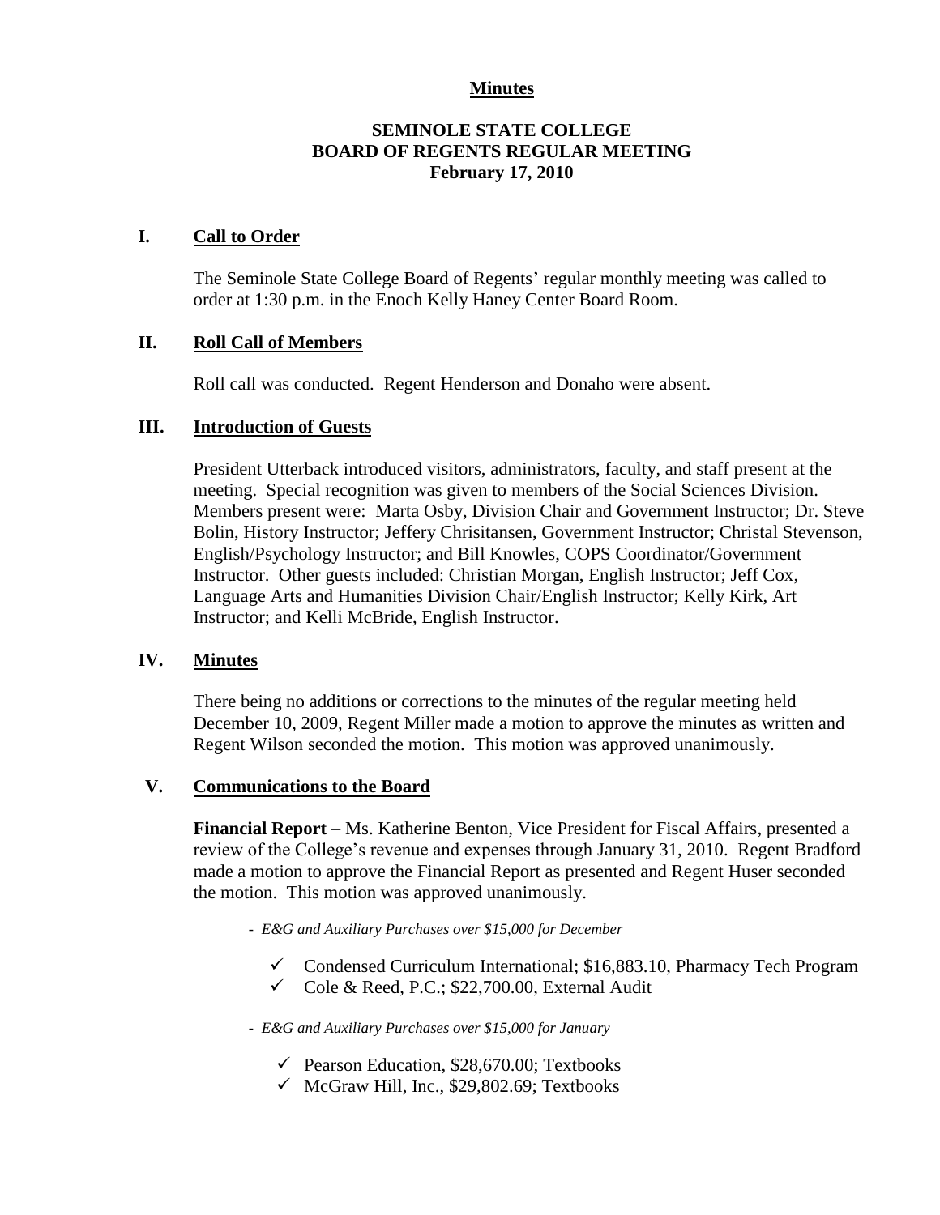**Minutes**

# SEMINOLE STATE COLLEGE
# BOARD OF REGENTS REGULAR MEETING
# February 17, 2010

## I. Call to Order

The Seminole State College Board of Regents' regular monthly meeting was called to order at 1:30 p.m. in the Enoch Kelly Haney Center Board Room.

## II. Roll Call of Members

Roll call was conducted. Regent Henderson and Donaho were absent.

## III. Introduction of Guests

President Utterback introduced visitors, administrators, faculty, and staff present at the meeting. Special recognition was given to members of the Social Sciences Division. Members present were: Marta Osby, Division Chair and Government Instructor; Dr. Steve Bolin, History Instructor; Jeffery Chrisitansen, Government Instructor; Christal Stevenson, English/Psychology Instructor; and Bill Knowles, COPS Coordinator/Government Instructor. Other guests included: Christian Morgan, English Instructor; Jeff Cox, Language Arts and Humanities Division Chair/English Instructor; Kelly Kirk, Art Instructor; and Kelli McBride, English Instructor.

## IV. Minutes

There being no additions or corrections to the minutes of the regular meeting held December 10, 2009, Regent Miller made a motion to approve the minutes as written and Regent Wilson seconded the motion. This motion was approved unanimously.

## V. Communications to the Board

**Financial Report** – Ms. Katherine Benton, Vice President for Fiscal Affairs, presented a review of the College's revenue and expenses through January 31, 2010. Regent Bradford made a motion to approve the Financial Report as presented and Regent Huser seconded the motion. This motion was approved unanimously.

- *E&G and Auxiliary Purchases over $15,000 for December*
  - ✓ Condensed Curriculum International; $16,883.10, Pharmacy Tech Program
  - ✓ Cole & Reed, P.C.; $22,700.00, External Audit

- *E&G and Auxiliary Purchases over $15,000 for January*
  - ✓ Pearson Education, $28,670.00; Textbooks
  - ✓ McGraw Hill, Inc., $29,802.69; Textbooks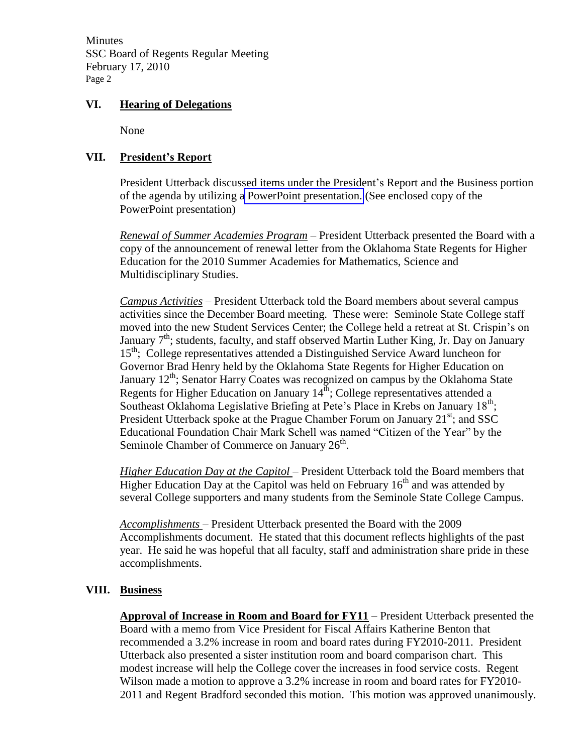## VI. Hearing of Delegations

None

## VII. President's Report

President Utterback discussed items under the President's Report and the Business portion of the agenda by utilizing a PowerPoint presentation. (See enclosed copy of the PowerPoint presentation)

*Renewal of Summer Academies Program* – President Utterback presented the Board with a copy of the announcement of renewal letter from the Oklahoma State Regents for Higher Education for the 2010 Summer Academies for Mathematics, Science and Multidisciplinary Studies.

*Campus Activities* – President Utterback told the Board members about several campus activities since the December Board meeting. These were: Seminole State College staff moved into the new Student Services Center; the College held a retreat at St. Crispin's on January 7th; students, faculty, and staff observed Martin Luther King, Jr. Day on January 15th; College representatives attended a Distinguished Service Award luncheon for Governor Brad Henry held by the Oklahoma State Regents for Higher Education on January 12th; Senator Harry Coates was recognized on campus by the Oklahoma State Regents for Higher Education on January 14th; College representatives attended a Southeast Oklahoma Legislative Briefing at Pete's Place in Krebs on January 18th; President Utterback spoke at the Prague Chamber Forum on January 21st; and SSC Educational Foundation Chair Mark Schell was named "Citizen of the Year" by the Seminole Chamber of Commerce on January 26th.

*Higher Education Day at the Capitol* – President Utterback told the Board members that Higher Education Day at the Capitol was held on February 16th and was attended by several College supporters and many students from the Seminole State College Campus.

*Accomplishments* – President Utterback presented the Board with the 2009 Accomplishments document. He stated that this document reflects highlights of the past year. He said he was hopeful that all faculty, staff and administration share pride in these accomplishments.

## VIII. Business

**Approval of Increase in Room and Board for FY11** – President Utterback presented the Board with a memo from Vice President for Fiscal Affairs Katherine Benton that recommended a 3.2% increase in room and board rates during FY2010-2011. President Utterback also presented a sister institution room and board comparison chart. This modest increase will help the College cover the increases in food service costs. Regent Wilson made a motion to approve a 3.2% increase in room and board rates for FY2010-2011 and Regent Bradford seconded this motion. This motion was approved unanimously.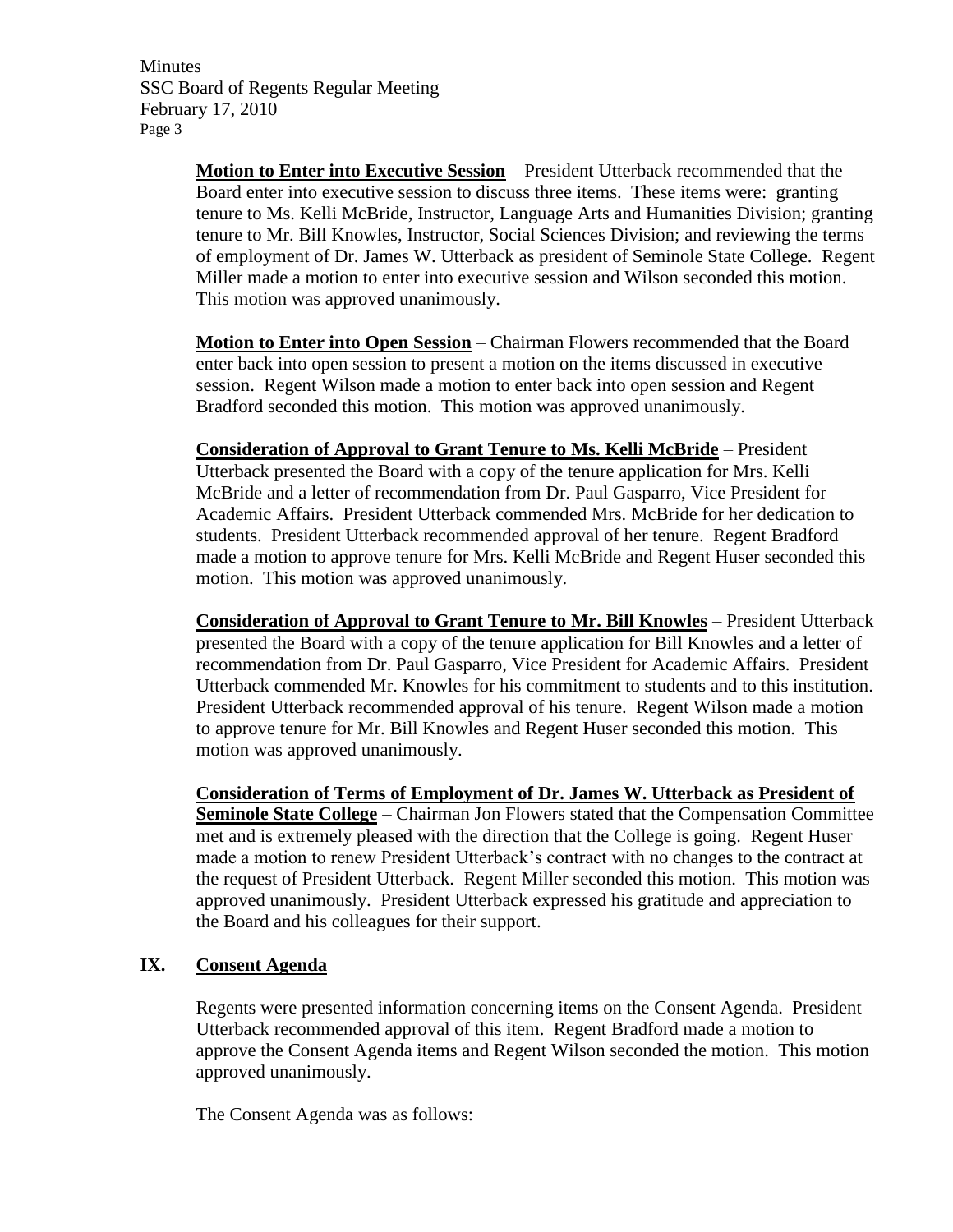**Motion to Enter into Executive Session** – President Utterback recommended that the Board enter into executive session to discuss three items. These items were: granting tenure to Ms. Kelli McBride, Instructor, Language Arts and Humanities Division; granting tenure to Mr. Bill Knowles, Instructor, Social Sciences Division; and reviewing the terms of employment of Dr. James W. Utterback as president of Seminole State College. Regent Miller made a motion to enter into executive session and Wilson seconded this motion. This motion was approved unanimously.

**Motion to Enter into Open Session** – Chairman Flowers recommended that the Board enter back into open session to present a motion on the items discussed in executive session. Regent Wilson made a motion to enter back into open session and Regent Bradford seconded this motion. This motion was approved unanimously.

**Consideration of Approval to Grant Tenure to Ms. Kelli McBride** – President Utterback presented the Board with a copy of the tenure application for Mrs. Kelli McBride and a letter of recommendation from Dr. Paul Gasparro, Vice President for Academic Affairs. President Utterback commended Mrs. McBride for her dedication to students. President Utterback recommended approval of her tenure. Regent Bradford made a motion to approve tenure for Mrs. Kelli McBride and Regent Huser seconded this motion. This motion was approved unanimously.

**Consideration of Approval to Grant Tenure to Mr. Bill Knowles** – President Utterback presented the Board with a copy of the tenure application for Bill Knowles and a letter of recommendation from Dr. Paul Gasparro, Vice President for Academic Affairs. President Utterback commended Mr. Knowles for his commitment to students and to this institution. President Utterback recommended approval of his tenure. Regent Wilson made a motion to approve tenure for Mr. Bill Knowles and Regent Huser seconded this motion. This motion was approved unanimously.

**Consideration of Terms of Employment of Dr. James W. Utterback as President of Seminole State College** – Chairman Jon Flowers stated that the Compensation Committee met and is extremely pleased with the direction that the College is going. Regent Huser made a motion to renew President Utterback's contract with no changes to the contract at the request of President Utterback. Regent Miller seconded this motion. This motion was approved unanimously. President Utterback expressed his gratitude and appreciation to the Board and his colleagues for their support.

## IX. Consent Agenda

Regents were presented information concerning items on the Consent Agenda. President Utterback recommended approval of this item. Regent Bradford made a motion to approve the Consent Agenda items and Regent Wilson seconded the motion. This motion approved unanimously.

The Consent Agenda was as follows: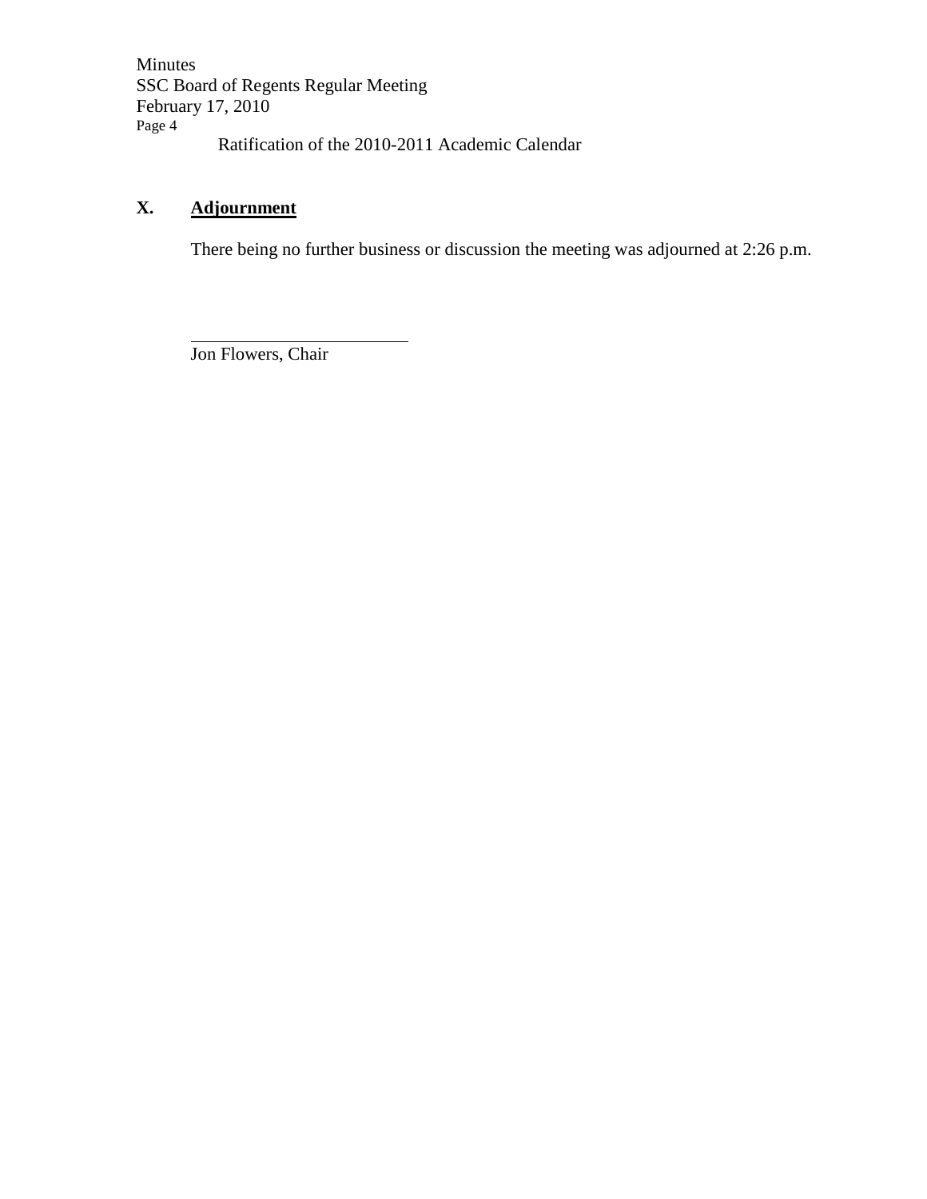Ratification of the 2010-2011 Academic Calendar

## X. Adjournment

There being no further business or discussion the meeting was adjourned at 2:26 p.m.

\_\_\_\_\_\_\_\_\_\_\_\_\_\_\_\_\_\_\_\_\_\_\_\_\_\_

Jon Flowers, Chair